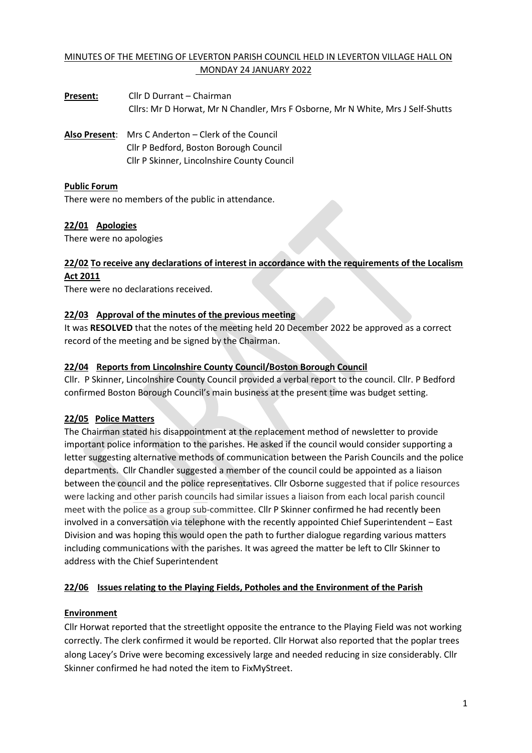# MINUTES OF THE MEETING OF LEVERTON PARISH COUNCIL HELD IN LEVERTON VILLAGE HALL ON MONDAY 24 JANUARY 2022

**Present:** Cllr D Durrant – Chairman
Cllrs: Mr D Horwat, Mr N Chandler, Mrs F Osborne, Mr N White, Mrs J Self-Shutts

**Also Present**: Mrs C Anderton – Clerk of the Council
Cllr P Bedford, Boston Borough Council
Cllr P Skinner, Lincolnshire County Council

## Public Forum

There were no members of the public in attendance.

## 22/01 Apologies

There were no apologies

## 22/02 To receive any declarations of interest in accordance with the requirements of the Localism Act 2011

There were no declarations received.

## 22/03 Approval of the minutes of the previous meeting

It was **RESOLVED** that the notes of the meeting held 20 December 2022 be approved as a correct record of the meeting and be signed by the Chairman.

## 22/04 Reports from Lincolnshire County Council/Boston Borough Council

Cllr. P Skinner, Lincolnshire County Council provided a verbal report to the council. Cllr. P Bedford confirmed Boston Borough Council's main business at the present time was budget setting.

## 22/05 Police Matters

The Chairman stated his disappointment at the replacement method of newsletter to provide important police information to the parishes. He asked if the council would consider supporting a letter suggesting alternative methods of communication between the Parish Councils and the police departments. Cllr Chandler suggested a member of the council could be appointed as a liaison between the council and the police representatives. Cllr Osborne suggested that if police resources were lacking and other parish councils had similar issues a liaison from each local parish council meet with the police as a group sub-committee. Cllr P Skinner confirmed he had recently been involved in a conversation via telephone with the recently appointed Chief Superintendent – East Division and was hoping this would open the path to further dialogue regarding various matters including communications with the parishes. It was agreed the matter be left to Cllr Skinner to address with the Chief Superintendent

## 22/06 Issues relating to the Playing Fields, Potholes and the Environment of the Parish

### Environment

Cllr Horwat reported that the streetlight opposite the entrance to the Playing Field was not working correctly. The clerk confirmed it would be reported. Cllr Horwat also reported that the poplar trees along Lacey's Drive were becoming excessively large and needed reducing in size considerably. Cllr Skinner confirmed he had noted the item to FixMyStreet.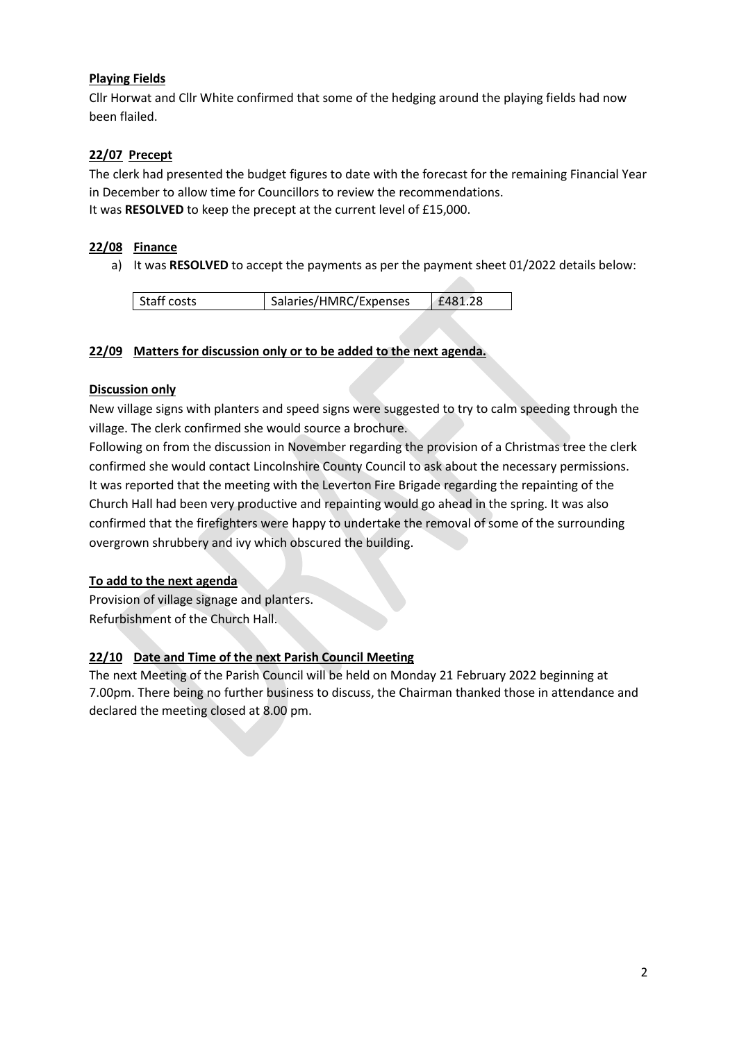**Playing Fields**

Cllr Horwat and Cllr White confirmed that some of the hedging around the playing fields had now been flailed.

**22/07 Precept**

The clerk had presented the budget figures to date with the forecast for the remaining Financial Year in December to allow time for Councillors to review the recommendations.
It was **RESOLVED** to keep the precept at the current level of £15,000.

**22/08 Finance**

a) It was **RESOLVED** to accept the payments as per the payment sheet 01/2022 details below:

| | | |
|---|---|---|
| Staff costs | Salaries/HMRC/Expenses | £481.28 |

**22/09 Matters for discussion only or to be added to the next agenda.**

**Discussion only**

New village signs with planters and speed signs were suggested to try to calm speeding through the village. The clerk confirmed she would source a brochure.
Following on from the discussion in November regarding the provision of a Christmas tree the clerk confirmed she would contact Lincolnshire County Council to ask about the necessary permissions.
It was reported that the meeting with the Leverton Fire Brigade regarding the repainting of the Church Hall had been very productive and repainting would go ahead in the spring. It was also confirmed that the firefighters were happy to undertake the removal of some of the surrounding overgrown shrubbery and ivy which obscured the building.

**To add to the next agenda**

Provision of village signage and planters.
Refurbishment of the Church Hall.

**22/10 Date and Time of the next Parish Council Meeting**

The next Meeting of the Parish Council will be held on Monday 21 February 2022 beginning at 7.00pm. There being no further business to discuss, the Chairman thanked those in attendance and declared the meeting closed at 8.00 pm.